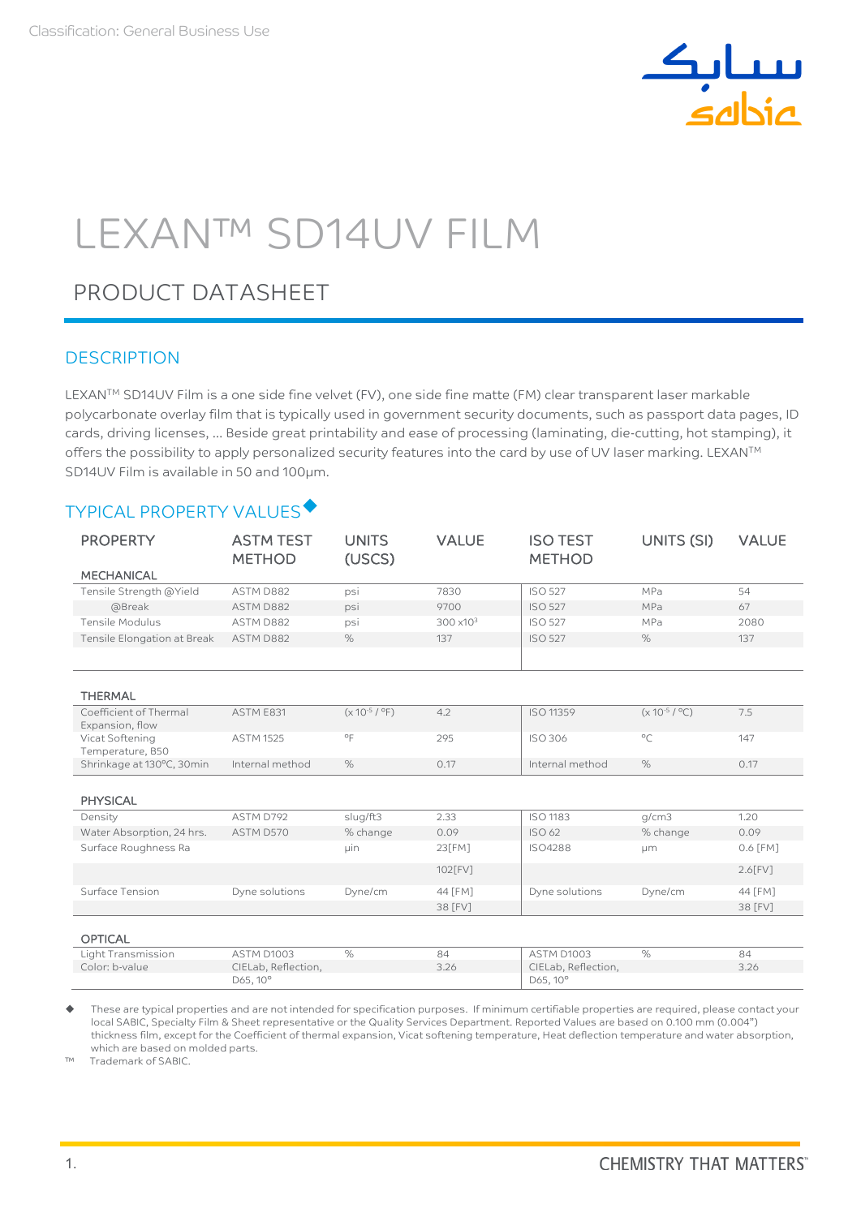Classification: General Business Use

# LEXAN™ SD14UV FILM

## PRODUCT DATASHEET

### DESCRIPTION

LEXAN™ SD14UV Film is a one side fine velvet (FV), one side fine matte (FM) clear transparent laser markable polycarbonate overlay film that is typically used in government security documents, such as passport data pages, ID cards, driving licenses, … Beside great printability and ease of processing (laminating, die-cutting, hot stamping), it offers the possibility to apply personalized security features into the card by use of UV laser marking. LEXAN™ SD14UV Film is available in 50 and 100µm.

### TYPICAL PROPERTY VALUES◆

| PROPERTY | ASTM TEST METHOD | UNITS (USCS) | VALUE | ISO TEST METHOD | UNITS (SI) | VALUE |
|---|---|---|---|---|---|---|
| **MECHANICAL** | | | | | | |
| Tensile Strength @Yield | ASTM D882 | psi | 7830 | ISO 527 | MPa | 54 |
| @Break | ASTM D882 | psi | 9700 | ISO 527 | MPa | 67 |
| Tensile Modulus | ASTM D882 | psi | 300 x10$^3$ | ISO 527 | MPa | 2080 |
| Tensile Elongation at Break | ASTM D882 | % | 137 | ISO 527 | % | 137 |
| **THERMAL** | | | | | | |
| Coefficient of Thermal Expansion, flow | ASTM E831 | (x 10$^{-5}$ / °F) | 4.2 | ISO 11359 | (x 10$^{-5}$ / °C) | 7.5 |
| Vicat Softening Temperature, B50 | ASTM 1525 | °F | 295 | ISO 306 | °C | 147 |
| Shrinkage at 130°C, 30min | Internal method | % | 0.17 | Internal method | % | 0.17 |
| **PHYSICAL** | | | | | | |
| Density | ASTM D792 | slug/ft3 | 2.33 | ISO 1183 | g/cm3 | 1.20 |
| Water Absorption, 24 hrs. | ASTM D570 | % change | 0.09 | ISO 62 | % change | 0.09 |
| Surface Roughness Ra | | µin | 23[FM] | ISO4288 | µm | 0.6 [FM] |
| | | | 102[FV] | | | 2.6[FV] |
| Surface Tension | Dyne solutions | Dyne/cm | 44 [FM] | Dyne solutions | Dyne/cm | 44 [FM] |
| | | | 38 [FV] | | | 38 [FV] |
| **OPTICAL** | | | | | | |
| Light Transmission | ASTM D1003 | % | 84 | ASTM D1003 | % | 84 |
| Color: b-value | CIELab, Reflection, D65, 10° | | 3.26 | CIELab, Reflection, D65, 10° | | 3.26 |

◆ These are typical properties and are not intended for specification purposes. If minimum certifiable properties are required, please contact your local SABIC, Specialty Film & Sheet representative or the Quality Services Department. Reported Values are based on 0.100 mm (0.004”) thickness film, except for the Coefficient of thermal expansion, Vicat softening temperature, Heat deflection temperature and water absorption, which are based on molded parts.

™ Trademark of SABIC.

CHEMISTRY THAT MATTERS™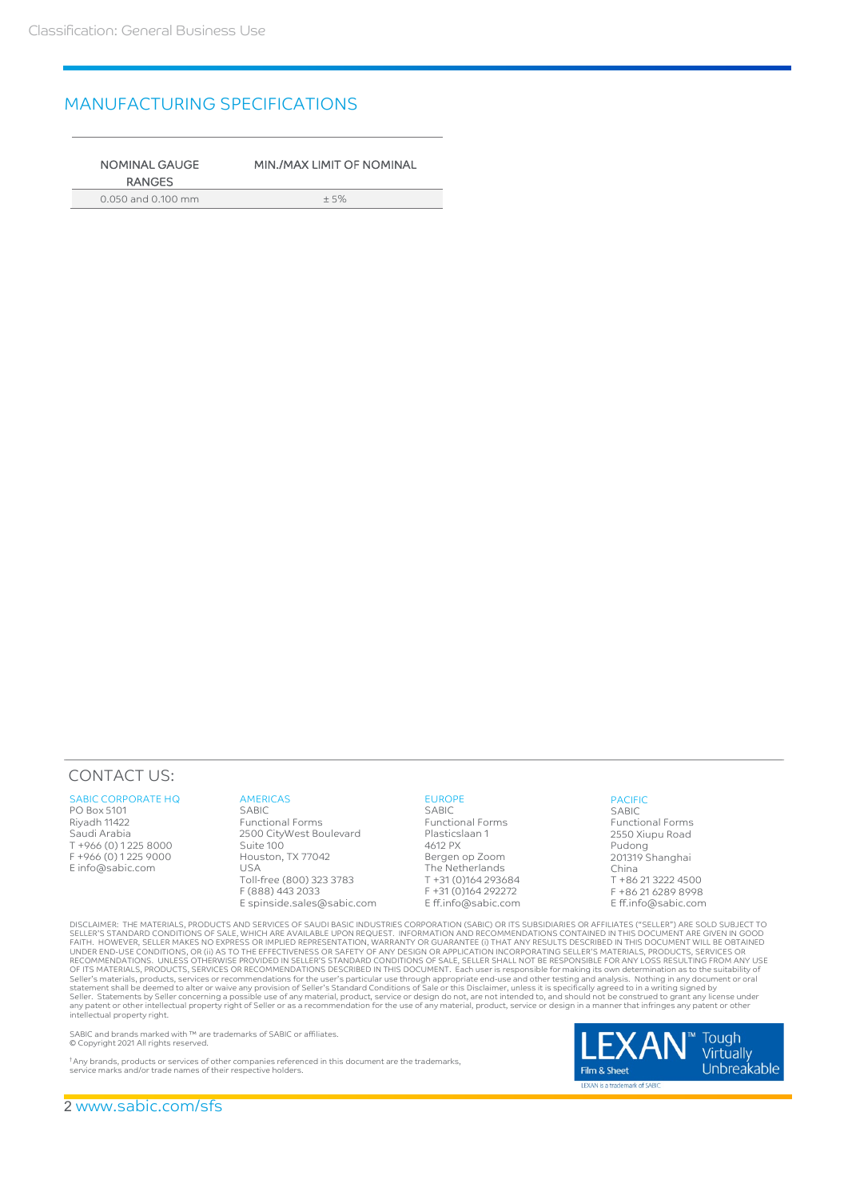## MANUFACTURING SPECIFICATIONS

| NOMINAL GAUGE RANGES | MIN./MAX LIMIT OF NOMINAL |
|---|---|
| 0.050 and 0.100 mm | ± 5% |

## CONTACT US:

**SABIC CORPORATE HQ**
PO Box 5101
Riyadh 11422
Saudi Arabia
T +966 (0) 1 225 8000
F +966 (0) 1 225 9000
E info@sabic.com

**AMERICAS**
SABIC
Functional Forms
2500 CityWest Boulevard
Suite 100
Houston, TX 77042
USA
Toll-free (800) 323 3783
F (888) 443 2033
E spinside.sales@sabic.com

**EUROPE**
SABIC
Functional Forms
Plasticslaan 1
4612 PX
Bergen op Zoom
The Netherlands
T +31 (0)164 293684
F +31 (0)164 292272
E ff.info@sabic.com

**PACIFIC**
SABIC
Functional Forms
2550 Xiupu Road
Pudong
201319 Shanghai
China
T +86 21 3222 4500
F +86 21 6289 8998
E ff.info@sabic.com

DISCLAIMER: THE MATERIALS, PRODUCTS AND SERVICES OF SAUDI BASIC INDUSTRIES CORPORATION (SABIC) OR ITS SUBSIDIARIES OR AFFILIATES ("SELLER") ARE SOLD SUBJECT TO SELLER'S STANDARD CONDITIONS OF SALE, WHICH ARE AVAILABLE UPON REQUEST. INFORMATION AND RECOMMENDATIONS CONTAINED IN THIS DOCUMENT ARE GIVEN IN GOOD FAITH. HOWEVER, SELLER MAKES NO EXPRESS OR IMPLIED REPRESENTATION, WARRANTY OR GUARANTEE (i) THAT ANY RESULTS DESCRIBED IN THIS DOCUMENT WILL BE OBTAINED UNDER END-USE CONDITIONS, OR (ii) AS TO THE EFFECTIVENESS OR SAFETY OF ANY DESIGN OR APPLICATION INCORPORATING SELLER'S MATERIALS, PRODUCTS, SERVICES OR RECOMMENDATIONS. UNLESS OTHERWISE PROVIDED IN SELLER'S STANDARD CONDITIONS OF SALE, SELLER SHALL NOT BE RESPONSIBLE FOR ANY LOSS RESULTING FROM ANY USE OF ITS MATERIALS, PRODUCTS, SERVICES OR RECOMMENDATIONS DESCRIBED IN THIS DOCUMENT. Each user is responsible for making its own determination as to the suitability of Seller's materials, products, services or recommendations for the user's particular use through appropriate end-use and other testing and analysis. Nothing in any document or oral statement shall be deemed to alter or waive any provision of Seller's Standard Conditions of Sale or this Disclaimer, unless it is specifically agreed to in a writing signed by Seller. Statements by Seller concerning a possible use of any material, product, service or design do not, are not intended to, and should not be construed to grant any license under any patent or other intellectual property right of Seller or as a recommendation for the use of any material, product, service or design in a manner that infringes any patent or other intellectual property right.

SABIC and brands marked with ™ are trademarks of SABIC or affiliates.
© Copyright 2021 All rights reserved.

† Any brands, products or services of other companies referenced in this document are the trademarks, service marks and/or trade names of their respective holders.

LEXAN™ Film & Sheet Tough Virtually Unbreakable
LEXAN is a trademark of SABIC

www.sabic.com/sfs